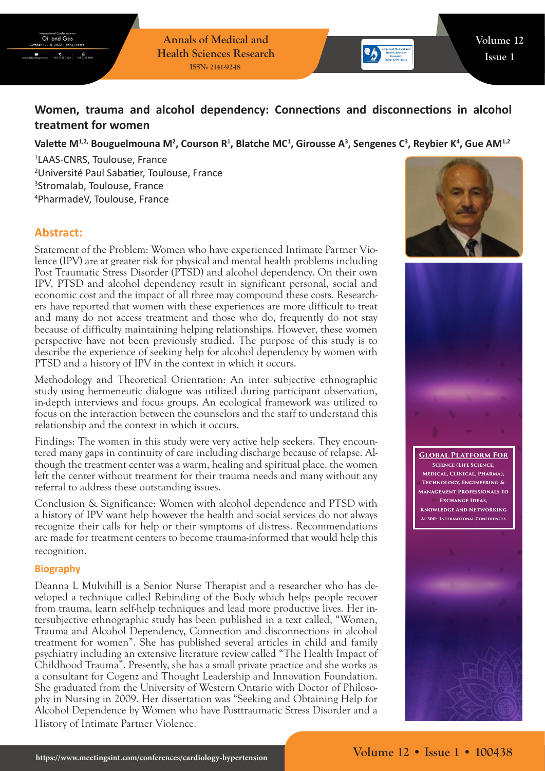# Women, trauma and alcohol dependency: Connections and disconnections in alcohol treatment for women

**Valette M[1,2], Bouguelmouna M[2], Courson R[1], Blatche MC[1], Girousse A[3], Sengenes C[3], Reybier K[4], Gue AM[1,2]**

[1]LAAS-CNRS, Toulouse, France
[2]Université Paul Sabatier, Toulouse, France
[3]Stromalab, Toulouse, France
[4]PharmadeV, Toulouse, France

## Abstract:

Statement of the Problem: Women who have experienced Intimate Partner Violence (IPV) are at greater risk for physical and mental health problems including Post Traumatic Stress Disorder (PTSD) and alcohol dependency. On their own IPV, PTSD and alcohol dependency result in significant personal, social and economic cost and the impact of all three may compound these costs. Researchers have reported that women with these experiences are more difficult to treat and many do not access treatment and those who do, frequently do not stay because of difficulty maintaining helping relationships. However, these women perspective have not been previously studied. The purpose of this study is to describe the experience of seeking help for alcohol dependency by women with PTSD and a history of IPV in the context in which it occurs.

Methodology and Theoretical Orientation: An inter subjective ethnographic study using hermeneutic dialogue was utilized during participant observation, in-depth interviews and focus groups. An ecological framework was utilized to focus on the interaction between the counselors and the staff to understand this relationship and the context in which it occurs.

Findings: The women in this study were very active help seekers. They encountered many gaps in continuity of care including discharge because of relapse. Although the treatment center was a warm, healing and spiritual place, the women left the center without treatment for their trauma needs and many without any referral to address these outstanding issues.

Conclusion & Significance: Women with alcohol dependence and PTSD with a history of IPV want help however the health and social services do not always recognize their calls for help or their symptoms of distress. Recommendations are made for treatment centers to become trauma-informed that would help this recognition.

### Biography

Deanna L Mulvihill is a Senior Nurse Therapist and a researcher who has developed a technique called Rebinding of the Body which helps people recover from trauma, learn self-help techniques and lead more productive lives. Her intersubjective ethnographic study has been published in a text called, "Women, Trauma and Alcohol Dependency, Connection and disconnections in alcohol treatment for women". She has published several articles in child and family psychiatry including an extensive literature review called "The Health Impact of Childhood Trauma". Presently, she has a small private practice and she works as a consultant for Cogenz and Thought Leadership and Innovation Foundation. She graduated from the University of Western Ontario with Doctor of Philosophy in Nursing in 2009. Her dissertation was "Seeking and Obtaining Help for Alcohol Dependence by Women who have Posttraumatic Stress Disorder and a History of Intimate Partner Violence.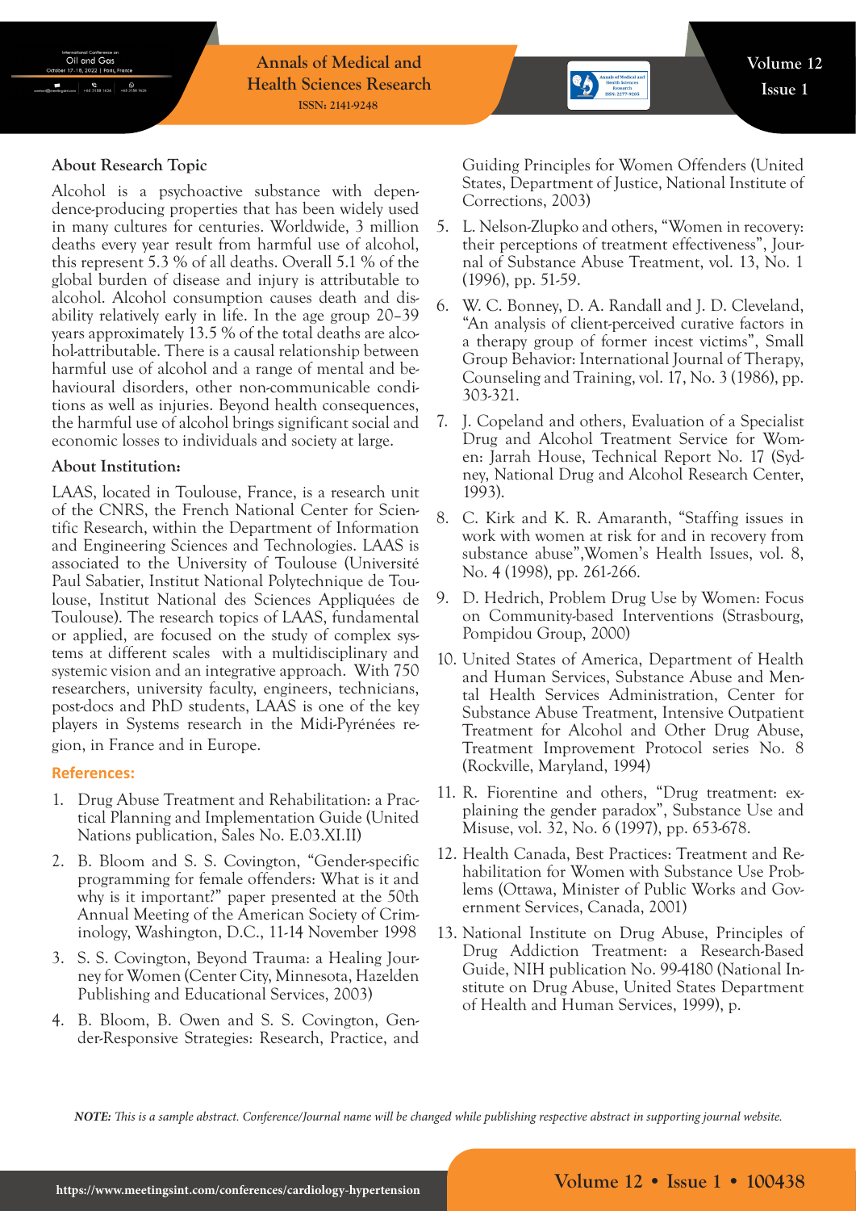## About Research Topic

Alcohol is a psychoactive substance with dependence-producing properties that has been widely used in many cultures for centuries. Worldwide, 3 million deaths every year result from harmful use of alcohol, this represent 5.3 % of all deaths. Overall 5.1 % of the global burden of disease and injury is attributable to alcohol. Alcohol consumption causes death and disability relatively early in life. In the age group 20–39 years approximately 13.5 % of the total deaths are alcohol-attributable. There is a causal relationship between harmful use of alcohol and a range of mental and behavioural disorders, other non-communicable conditions as well as injuries. Beyond health consequences, the harmful use of alcohol brings significant social and economic losses to individuals and society at large.

## About Institution:

LAAS, located in Toulouse, France, is a research unit of the CNRS, the French National Center for Scientific Research, within the Department of Information and Engineering Sciences and Technologies. LAAS is associated to the University of Toulouse (Université Paul Sabatier, Institut National Polytechnique de Toulouse, Institut National des Sciences Appliquées de Toulouse). The research topics of LAAS, fundamental or applied, are focused on the study of complex systems at different scales with a multidisciplinary and systemic vision and an integrative approach. With 750 researchers, university faculty, engineers, technicians, post-docs and PhD students, LAAS is one of the key players in Systems research in the Midi-Pyrénées region, in France and in Europe.

## References:

1. Drug Abuse Treatment and Rehabilitation: a Practical Planning and Implementation Guide (United Nations publication, Sales No. E.03.XI.II)
2. B. Bloom and S. S. Covington, "Gender-specific programming for female offenders: What is it and why is it important?" paper presented at the 50th Annual Meeting of the American Society of Criminology, Washington, D.C., 11-14 November 1998
3. S. S. Covington, Beyond Trauma: a Healing Journey for Women (Center City, Minnesota, Hazelden Publishing and Educational Services, 2003)
4. B. Bloom, B. Owen and S. S. Covington, Gender-Responsive Strategies: Research, Practice, and Guiding Principles for Women Offenders (United States, Department of Justice, National Institute of Corrections, 2003)
5. L. Nelson-Zlupko and others, "Women in recovery: their perceptions of treatment effectiveness", Journal of Substance Abuse Treatment, vol. 13, No. 1 (1996), pp. 51-59.
6. W. C. Bonney, D. A. Randall and J. D. Cleveland, "An analysis of client-perceived curative factors in a therapy group of former incest victims", Small Group Behavior: International Journal of Therapy, Counseling and Training, vol. 17, No. 3 (1986), pp. 303-321.
7. J. Copeland and others, Evaluation of a Specialist Drug and Alcohol Treatment Service for Women: Jarrah House, Technical Report No. 17 (Sydney, National Drug and Alcohol Research Center, 1993).
8. C. Kirk and K. R. Amaranth, "Staffing issues in work with women at risk for and in recovery from substance abuse",Women's Health Issues, vol. 8, No. 4 (1998), pp. 261-266.
9. D. Hedrich, Problem Drug Use by Women: Focus on Community-based Interventions (Strasbourg, Pompidou Group, 2000)
10. United States of America, Department of Health and Human Services, Substance Abuse and Mental Health Services Administration, Center for Substance Abuse Treatment, Intensive Outpatient Treatment for Alcohol and Other Drug Abuse, Treatment Improvement Protocol series No. 8 (Rockville, Maryland, 1994)
11. R. Fiorentine and others, "Drug treatment: explaining the gender paradox", Substance Use and Misuse, vol. 32, No. 6 (1997), pp. 653-678.
12. Health Canada, Best Practices: Treatment and Rehabilitation for Women with Substance Use Problems (Ottawa, Minister of Public Works and Government Services, Canada, 2001)
13. National Institute on Drug Abuse, Principles of Drug Addiction Treatment: a Research-Based Guide, NIH publication No. 99-4180 (National Institute on Drug Abuse, United States Department of Health and Human Services, 1999), p.

***NOTE:*** *This is a sample abstract. Conference/Journal name will be changed while publishing respective abstract in supporting journal website.*